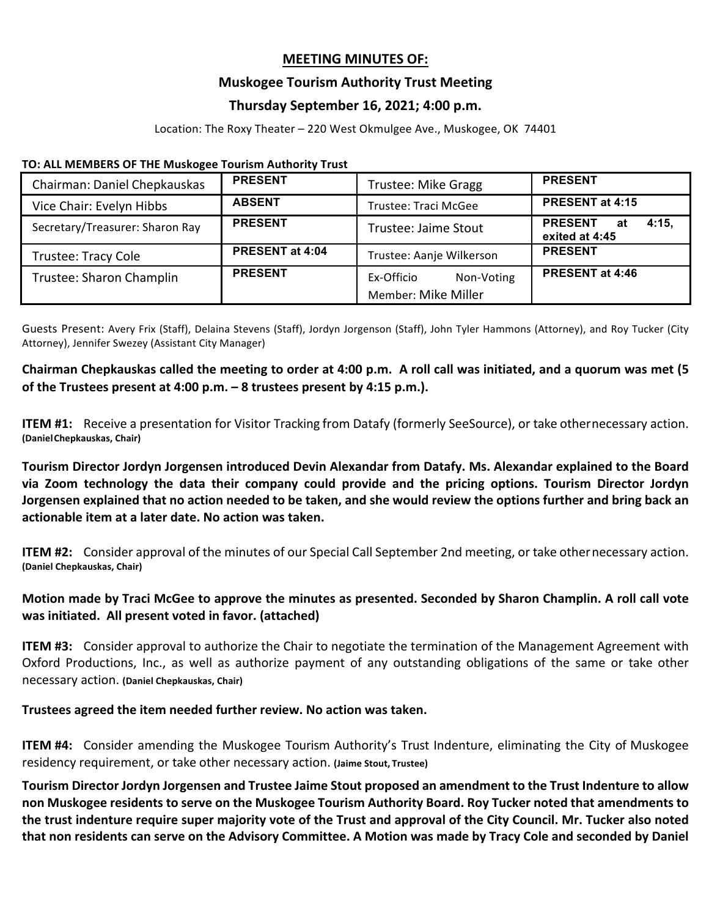**MEETING MINUTES OF:**

**Muskogee Tourism Authority Trust Meeting**

**Thursday September 16, 2021; 4:00 p.m.**

Location: The Roxy Theater – 220 West Okmulgee Ave., Muskogee, OK 74401

**TO: ALL MEMBERS OF THE Muskogee Tourism Authority Trust**

| | | | |
|---|---|---|---|
| Chairman: Daniel Chepkauskas | **PRESENT** | Trustee: Mike Gragg | **PRESENT** |
| Vice Chair: Evelyn Hibbs | **ABSENT** | Trustee: Traci McGee | **PRESENT at 4:15** |
| Secretary/Treasurer: Sharon Ray | **PRESENT** | Trustee: Jaime Stout | **PRESENT at 4:15, exited at 4:45** |
| Trustee: Tracy Cole | **PRESENT at 4:04** | Trustee: Aanje Wilkerson | **PRESENT** |
| Trustee: Sharon Champlin | **PRESENT** | Ex-Officio Non-Voting Member: Mike Miller | **PRESENT at 4:46** |

Guests Present: Avery Frix (Staff), Delaina Stevens (Staff), Jordyn Jorgenson (Staff), John Tyler Hammons (Attorney), and Roy Tucker (City Attorney), Jennifer Swezey (Assistant City Manager)

**Chairman Chepkauskas called the meeting to order at 4:00 p.m. A roll call was initiated, and a quorum was met (5 of the Trustees present at 4:00 p.m. – 8 trustees present by 4:15 p.m.).**

**ITEM #1:** Receive a presentation for Visitor Tracking from Datafy (formerly SeeSource), or take other necessary action. **(Daniel Chepkauskas, Chair)**

**Tourism Director Jordyn Jorgensen introduced Devin Alexandar from Datafy. Ms. Alexandar explained to the Board via Zoom technology the data their company could provide and the pricing options. Tourism Director Jordyn Jorgensen explained that no action needed to be taken, and she would review the options further and bring back an actionable item at a later date. No action was taken.**

**ITEM #2:** Consider approval of the minutes of our Special Call September 2nd meeting, or take other necessary action. **(Daniel Chepkauskas, Chair)**

**Motion made by Traci McGee to approve the minutes as presented. Seconded by Sharon Champlin. A roll call vote was initiated. All present voted in favor. (attached)**

**ITEM #3:** Consider approval to authorize the Chair to negotiate the termination of the Management Agreement with Oxford Productions, Inc., as well as authorize payment of any outstanding obligations of the same or take other necessary action. **(Daniel Chepkauskas, Chair)**

**Trustees agreed the item needed further review. No action was taken.**

**ITEM #4:** Consider amending the Muskogee Tourism Authority's Trust Indenture, eliminating the City of Muskogee residency requirement, or take other necessary action. **(Jaime Stout, Trustee)**

**Tourism Director Jordyn Jorgensen and Trustee Jaime Stout proposed an amendment to the Trust Indenture to allow non Muskogee residents to serve on the Muskogee Tourism Authority Board. Roy Tucker noted that amendments to the trust indenture require super majority vote of the Trust and approval of the City Council. Mr. Tucker also noted that non residents can serve on the Advisory Committee. A Motion was made by Tracy Cole and seconded by Daniel**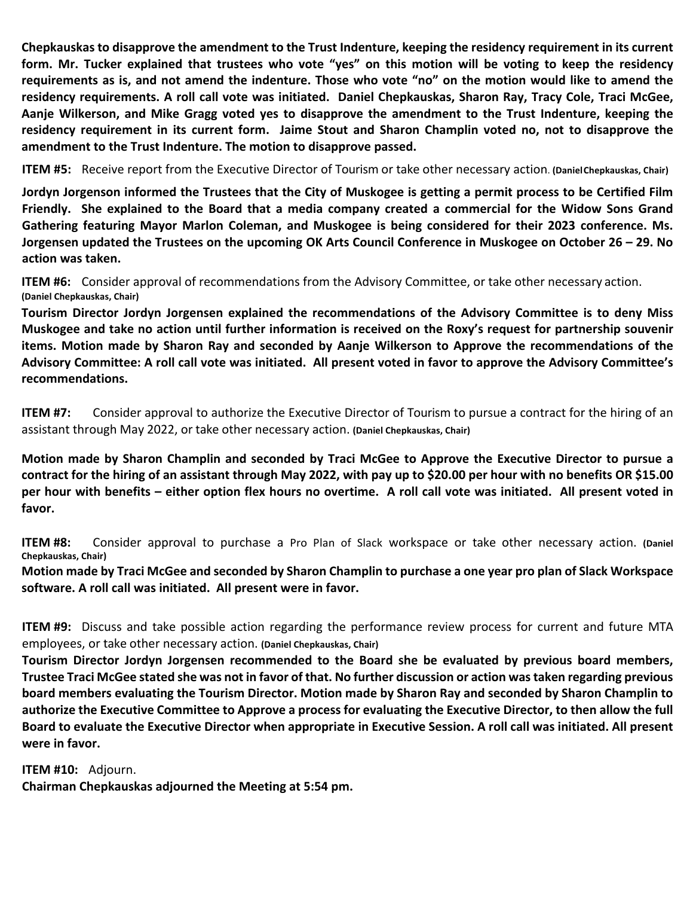**Chepkauskas to disapprove the amendment to the Trust Indenture, keeping the residency requirement in its current form. Mr. Tucker explained that trustees who vote "yes" on this motion will be voting to keep the residency requirements as is, and not amend the indenture. Those who vote "no" on the motion would like to amend the residency requirements. A roll call vote was initiated. Daniel Chepkauskas, Sharon Ray, Tracy Cole, Traci McGee, Aanje Wilkerson, and Mike Gragg voted yes to disapprove the amendment to the Trust Indenture, keeping the residency requirement in its current form. Jaime Stout and Sharon Champlin voted no, not to disapprove the amendment to the Trust Indenture. The motion to disapprove passed.**

**ITEM #5:** Receive report from the Executive Director of Tourism or take other necessary action. **(Daniel Chepkauskas, Chair)**

**Jordyn Jorgenson informed the Trustees that the City of Muskogee is getting a permit process to be Certified Film Friendly. She explained to the Board that a media company created a commercial for the Widow Sons Grand Gathering featuring Mayor Marlon Coleman, and Muskogee is being considered for their 2023 conference. Ms. Jorgensen updated the Trustees on the upcoming OK Arts Council Conference in Muskogee on October 26 – 29. No action was taken.**

**ITEM #6:** Consider approval of recommendations from the Advisory Committee, or take other necessary action. **(Daniel Chepkauskas, Chair)**

**Tourism Director Jordyn Jorgensen explained the recommendations of the Advisory Committee is to deny Miss Muskogee and take no action until further information is received on the Roxy's request for partnership souvenir items. Motion made by Sharon Ray and seconded by Aanje Wilkerson to Approve the recommendations of the Advisory Committee: A roll call vote was initiated. All present voted in favor to approve the Advisory Committee's recommendations.**

**ITEM #7:** Consider approval to authorize the Executive Director of Tourism to pursue a contract for the hiring of an assistant through May 2022, or take other necessary action. **(Daniel Chepkauskas, Chair)**

**Motion made by Sharon Champlin and seconded by Traci McGee to Approve the Executive Director to pursue a contract for the hiring of an assistant through May 2022, with pay up to $20.00 per hour with no benefits OR $15.00 per hour with benefits – either option flex hours no overtime. A roll call vote was initiated. All present voted in favor.**

**ITEM #8:** Consider approval to purchase a Pro Plan of Slack workspace or take other necessary action. **(Daniel Chepkauskas, Chair)**

**Motion made by Traci McGee and seconded by Sharon Champlin to purchase a one year pro plan of Slack Workspace software. A roll call was initiated. All present were in favor.**

**ITEM #9:** Discuss and take possible action regarding the performance review process for current and future MTA employees, or take other necessary action. **(Daniel Chepkauskas, Chair)**

**Tourism Director Jordyn Jorgensen recommended to the Board she be evaluated by previous board members, Trustee Traci McGee stated she was not in favor of that. No further discussion or action was taken regarding previous board members evaluating the Tourism Director. Motion made by Sharon Ray and seconded by Sharon Champlin to authorize the Executive Committee to Approve a process for evaluating the Executive Director, to then allow the full Board to evaluate the Executive Director when appropriate in Executive Session. A roll call was initiated. All present were in favor.**

**ITEM #10:** Adjourn.

**Chairman Chepkauskas adjourned the Meeting at 5:54 pm.**